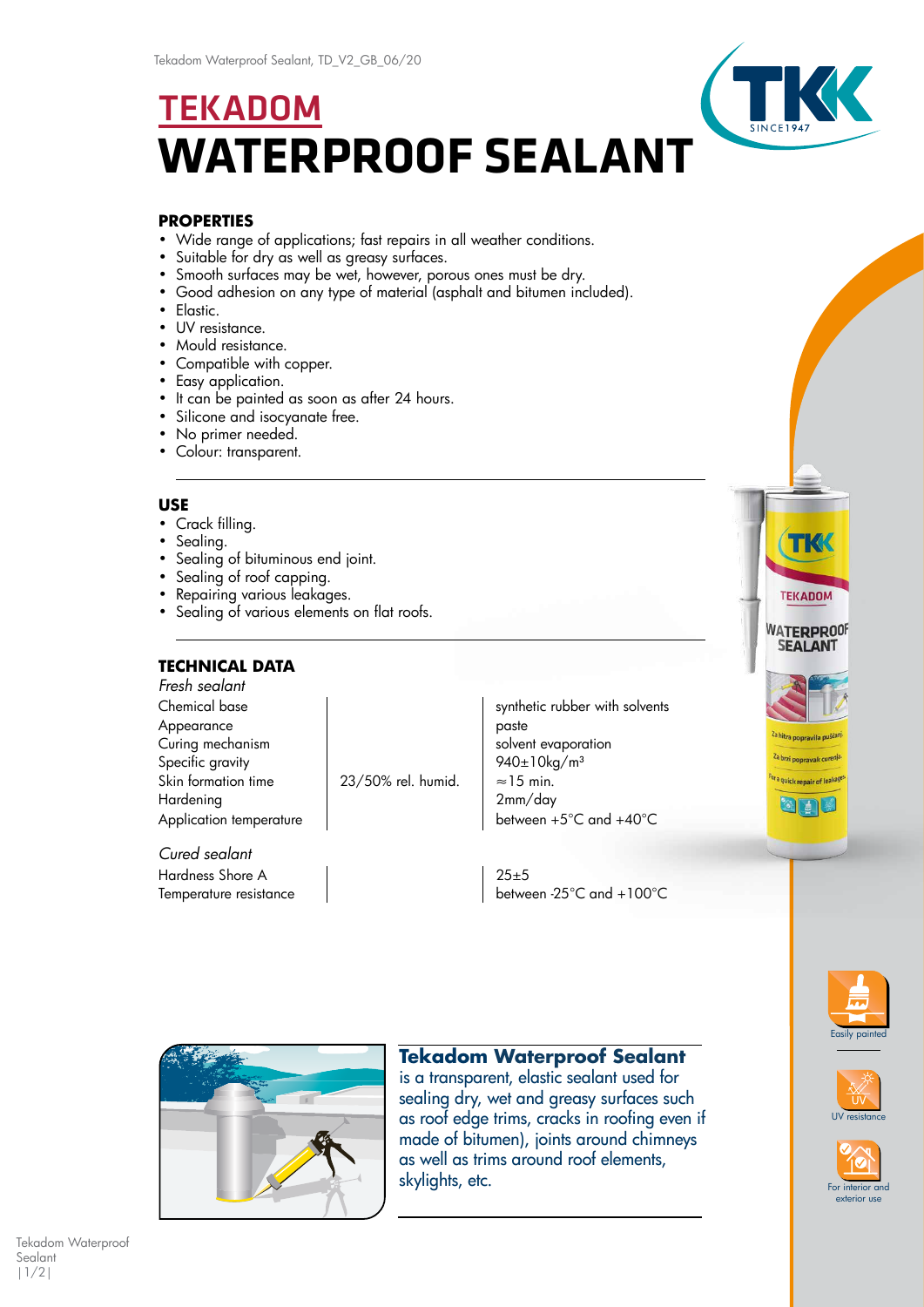# TEKADOM
# WATERPROOF SEALANT

## PROPERTIES

- Wide range of applications; fast repairs in all weather conditions.
- Suitable for dry as well as greasy surfaces.
- Smooth surfaces may be wet, however, porous ones must be dry.
- Good adhesion on any type of material (asphalt and bitumen included).
- Elastic.
- UV resistance.
- Mould resistance.
- Compatible with copper.
- Easy application.
- It can be painted as soon as after 24 hours.
- Silicone and isocyanate free.
- No primer needed.
- Colour: transparent.

## USE

- Crack filling.
- Sealing.
- Sealing of bituminous end joint.
- Sealing of roof capping.
- Repairing various leakages.
- Sealing of various elements on flat roofs.

## TECHNICAL DATA

*Fresh sealant*

| | | |
|---|---|---|
| Chemical base | | synthetic rubber with solvents |
| Appearance | | paste |
| Curing mechanism | | solvent evaporation |
| Specific gravity | | 940±10kg/m³ |
| Skin formation time | 23/50% rel. humid. | ≈15 min. |
| Hardening | | 2mm/day |
| Application temperature | | between +5°C and +40°C |

*Cured sealant*

| | | |
|---|---|---|
| Hardness Shore A | | 25±5 |
| Temperature resistance | | between -25°C and +100°C |

**Tekadom Waterproof Sealant** is a transparent, elastic sealant used for sealing dry, wet and greasy surfaces such as roof edge trims, cracks in roofing even if made of bitumen), joints around chimneys as well as trims around roof elements, skylights, etc.

Easily painted

UV resistance

For interior and exterior use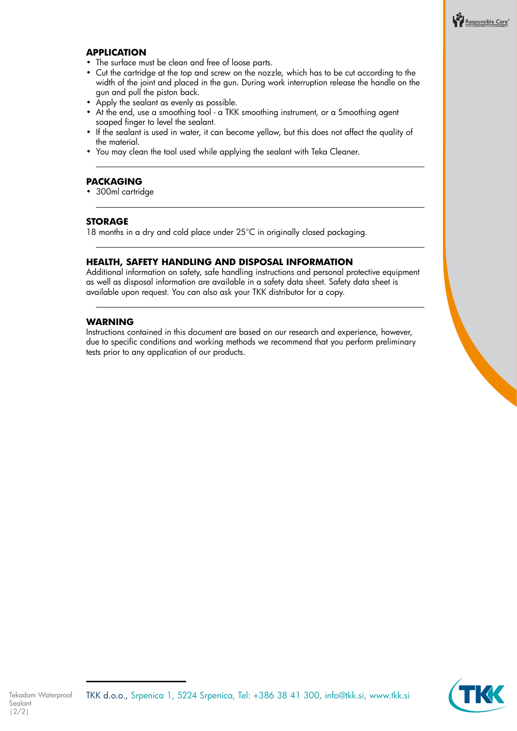## APPLICATION

- The surface must be clean and free of loose parts.
- Cut the cartridge at the top and screw on the nozzle, which has to be cut according to the width of the joint and placed in the gun. During work interruption release the handle on the gun and pull the piston back.
- Apply the sealant as evenly as possible.
- At the end, use a smoothing tool - a TKK smoothing instrument, or a Smoothing agent soaped finger to level the sealant.
- If the sealant is used in water, it can become yellow, but this does not affect the quality of the material.
- You may clean the tool used while applying the sealant with Teka Cleaner.

## PACKAGING

- 300ml cartridge

## STORAGE

18 months in a dry and cold place under 25°C in originally closed packaging.

## HEALTH, SAFETY HANDLING AND DISPOSAL INFORMATION

Additional information on safety, safe handling instructions and personal protective equipment as well as disposal information are available in a safety data sheet. Safety data sheet is available upon request. You can also ask your TKK distributor for a copy.

## WARNING

Instructions contained in this document are based on our research and experience, however, due to specific conditions and working methods we recommend that you perform preliminary tests prior to any application of our products.

TKK d.o.o., Srpenica 1, 5224 Srpenica, Tel: +386 38 41 300, info@tkk.si, www.tkk.si